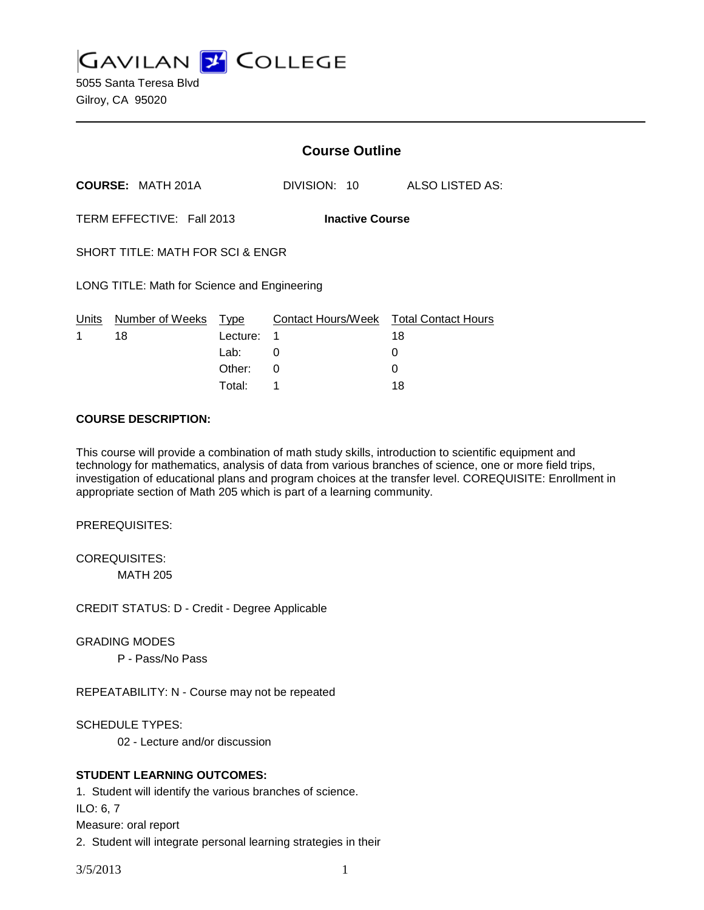# GAVILAN COLLEGE

5055 Santa Teresa Blvd
Gilroy, CA 95020

## Course Outline

**COURSE:** MATH 201A DIVISION: 10 ALSO LISTED AS:

TERM EFFECTIVE: Fall 2013 **Inactive Course**

SHORT TITLE: MATH FOR SCI & ENGR

LONG TITLE: Math for Science and Engineering

| Units | Number of Weeks | Type | Contact Hours/Week | Total Contact Hours |
|---|---|---|---|---|
| 1 | 18 | Lecture: | 1 | 18 |
| | | Lab: | 0 | 0 |
| | | Other: | 0 | 0 |
| | | Total: | 1 | 18 |

**COURSE DESCRIPTION:**

This course will provide a combination of math study skills, introduction to scientific equipment and technology for mathematics, analysis of data from various branches of science, one or more field trips, investigation of educational plans and program choices at the transfer level. COREQUISITE: Enrollment in appropriate section of Math 205 which is part of a learning community.

PREREQUISITES:

COREQUISITES:
MATH 205

CREDIT STATUS: D - Credit - Degree Applicable

GRADING MODES
P - Pass/No Pass

REPEATABILITY: N - Course may not be repeated

SCHEDULE TYPES:
02 - Lecture and/or discussion

**STUDENT LEARNING OUTCOMES:**

1. Student will identify the various branches of science.
ILO: 6, 7
Measure: oral report
2. Student will integrate personal learning strategies in their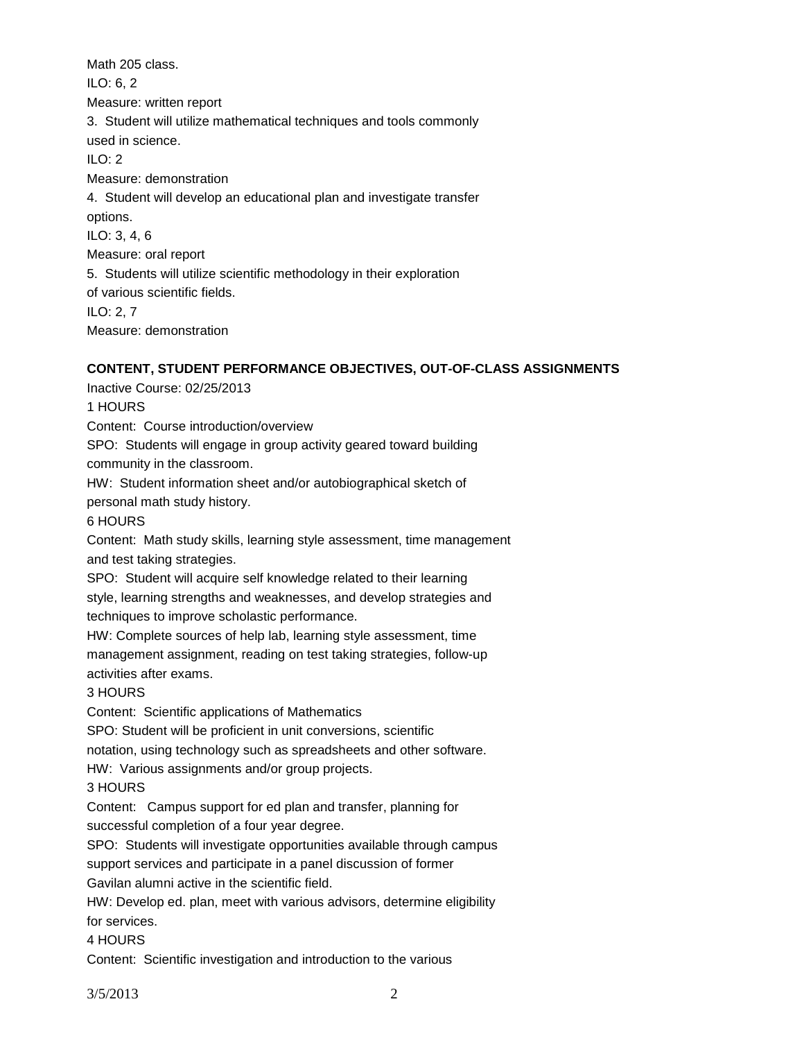Math 205 class.
ILO: 6, 2
Measure: written report
3. Student will utilize mathematical techniques and tools commonly used in science.
ILO: 2
Measure: demonstration
4. Student will develop an educational plan and investigate transfer options.
ILO: 3, 4, 6
Measure: oral report
5. Students will utilize scientific methodology in their exploration of various scientific fields.
ILO: 2, 7
Measure: demonstration

**CONTENT, STUDENT PERFORMANCE OBJECTIVES, OUT-OF-CLASS ASSIGNMENTS**

Inactive Course: 02/25/2013

1 HOURS

Content: Course introduction/overview

SPO: Students will engage in group activity geared toward building community in the classroom.

HW: Student information sheet and/or autobiographical sketch of personal math study history.

6 HOURS

Content: Math study skills, learning style assessment, time management and test taking strategies.

SPO: Student will acquire self knowledge related to their learning style, learning strengths and weaknesses, and develop strategies and techniques to improve scholastic performance.

HW: Complete sources of help lab, learning style assessment, time management assignment, reading on test taking strategies, follow-up activities after exams.

3 HOURS

Content: Scientific applications of Mathematics

SPO: Student will be proficient in unit conversions, scientific notation, using technology such as spreadsheets and other software.

HW: Various assignments and/or group projects.

3 HOURS

Content: Campus support for ed plan and transfer, planning for successful completion of a four year degree.

SPO: Students will investigate opportunities available through campus support services and participate in a panel discussion of former Gavilan alumni active in the scientific field.

HW: Develop ed. plan, meet with various advisors, determine eligibility for services.

4 HOURS

Content: Scientific investigation and introduction to the various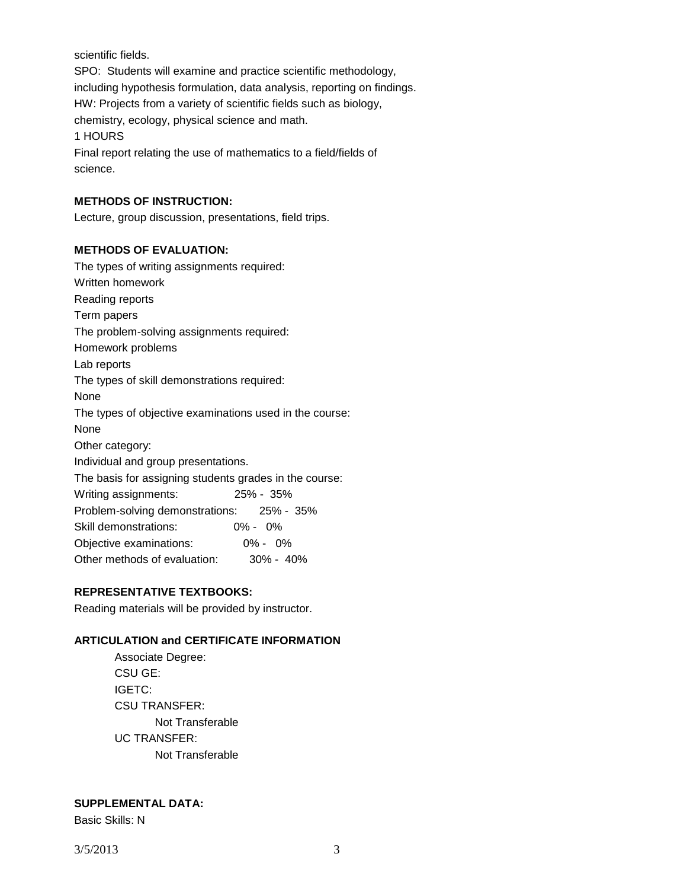scientific fields.

SPO: Students will examine and practice scientific methodology, including hypothesis formulation, data analysis, reporting on findings.

HW: Projects from a variety of scientific fields such as biology, chemistry, ecology, physical science and math.

1 HOURS

Final report relating the use of mathematics to a field/fields of science.

**METHODS OF INSTRUCTION:**

Lecture, group discussion, presentations, field trips.

**METHODS OF EVALUATION:**

The types of writing assignments required:
Written homework
Reading reports
Term papers
The problem-solving assignments required:
Homework problems
Lab reports
The types of skill demonstrations required:
None
The types of objective examinations used in the course:
None
Other category:
Individual and group presentations.
The basis for assigning students grades in the course:

| | |
|---|---|
| Writing assignments: | 25% - 35% |
| Problem-solving demonstrations: | 25% - 35% |
| Skill demonstrations: | 0% - 0% |
| Objective examinations: | 0% - 0% |
| Other methods of evaluation: | 30% - 40% |

**REPRESENTATIVE TEXTBOOKS:**

Reading materials will be provided by instructor.

**ARTICULATION and CERTIFICATE INFORMATION**

Associate Degree:
CSU GE:
IGETC:
CSU TRANSFER:
Not Transferable
UC TRANSFER:
Not Transferable

**SUPPLEMENTAL DATA:**

Basic Skills: N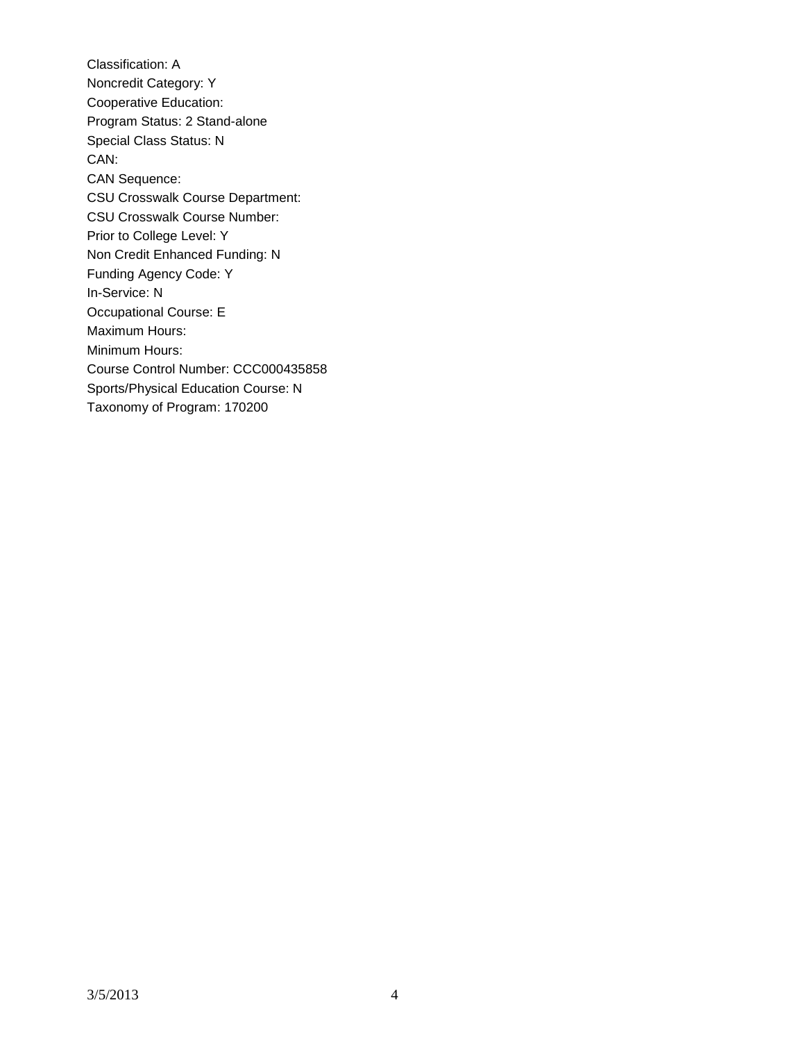Classification: A
Noncredit Category: Y
Cooperative Education:
Program Status: 2 Stand-alone
Special Class Status: N
CAN:
CAN Sequence:
CSU Crosswalk Course Department:
CSU Crosswalk Course Number:
Prior to College Level: Y
Non Credit Enhanced Funding: N
Funding Agency Code: Y
In-Service: N
Occupational Course: E
Maximum Hours:
Minimum Hours:
Course Control Number: CCC000435858
Sports/Physical Education Course: N
Taxonomy of Program: 170200